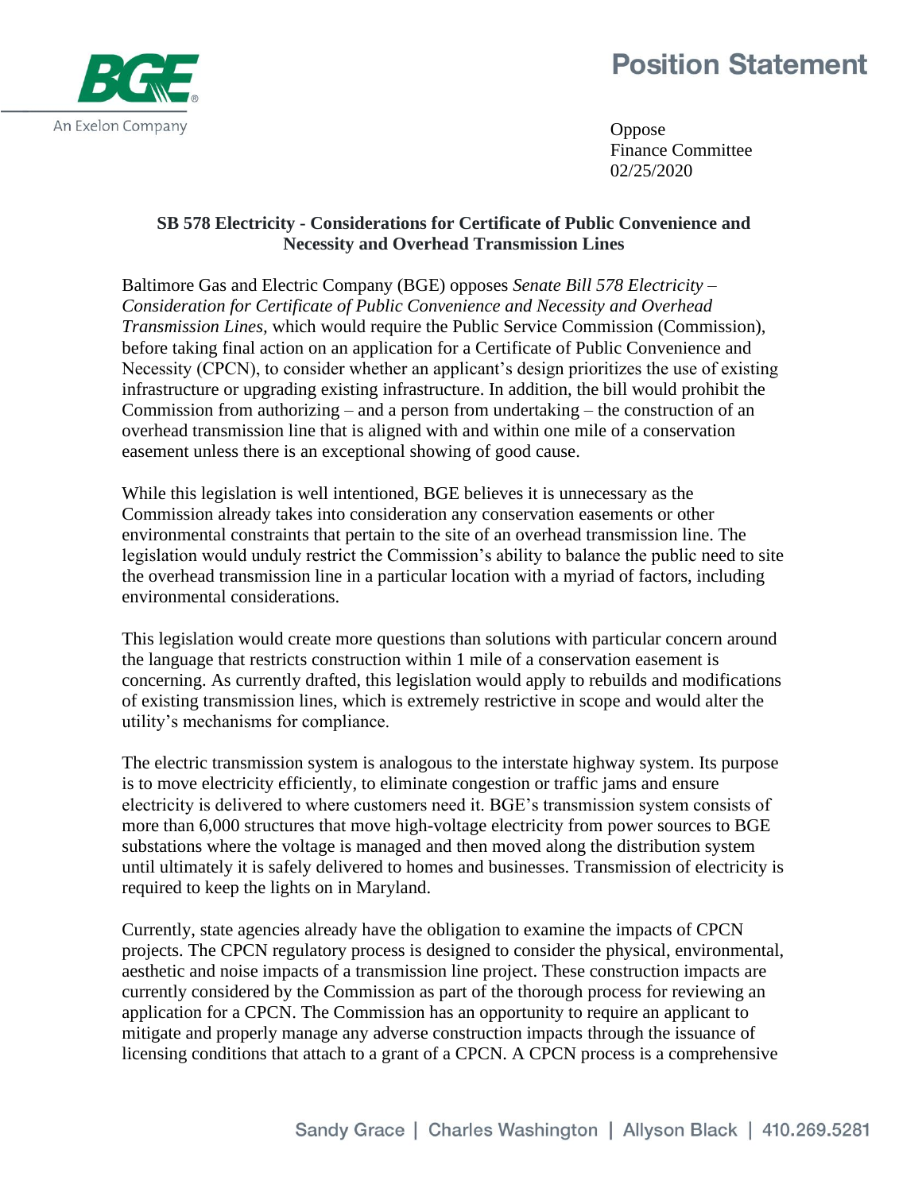# Position Statement

Oppose
Finance Committee
02/25/2020

**SB 578 Electricity - Considerations for Certificate of Public Convenience and Necessity and Overhead Transmission Lines**

Baltimore Gas and Electric Company (BGE) opposes *Senate Bill 578 Electricity – Consideration for Certificate of Public Convenience and Necessity and Overhead Transmission Lines*, which would require the Public Service Commission (Commission), before taking final action on an application for a Certificate of Public Convenience and Necessity (CPCN), to consider whether an applicant's design prioritizes the use of existing infrastructure or upgrading existing infrastructure. In addition, the bill would prohibit the Commission from authorizing – and a person from undertaking – the construction of an overhead transmission line that is aligned with and within one mile of a conservation easement unless there is an exceptional showing of good cause.

While this legislation is well intentioned, BGE believes it is unnecessary as the Commission already takes into consideration any conservation easements or other environmental constraints that pertain to the site of an overhead transmission line. The legislation would unduly restrict the Commission's ability to balance the public need to site the overhead transmission line in a particular location with a myriad of factors, including environmental considerations.

This legislation would create more questions than solutions with particular concern around the language that restricts construction within 1 mile of a conservation easement is concerning. As currently drafted, this legislation would apply to rebuilds and modifications of existing transmission lines, which is extremely restrictive in scope and would alter the utility's mechanisms for compliance.

The electric transmission system is analogous to the interstate highway system. Its purpose is to move electricity efficiently, to eliminate congestion or traffic jams and ensure electricity is delivered to where customers need it. BGE's transmission system consists of more than 6,000 structures that move high-voltage electricity from power sources to BGE substations where the voltage is managed and then moved along the distribution system until ultimately it is safely delivered to homes and businesses. Transmission of electricity is required to keep the lights on in Maryland.

Currently, state agencies already have the obligation to examine the impacts of CPCN projects. The CPCN regulatory process is designed to consider the physical, environmental, aesthetic and noise impacts of a transmission line project. These construction impacts are currently considered by the Commission as part of the thorough process for reviewing an application for a CPCN. The Commission has an opportunity to require an applicant to mitigate and properly manage any adverse construction impacts through the issuance of licensing conditions that attach to a grant of a CPCN. A CPCN process is a comprehensive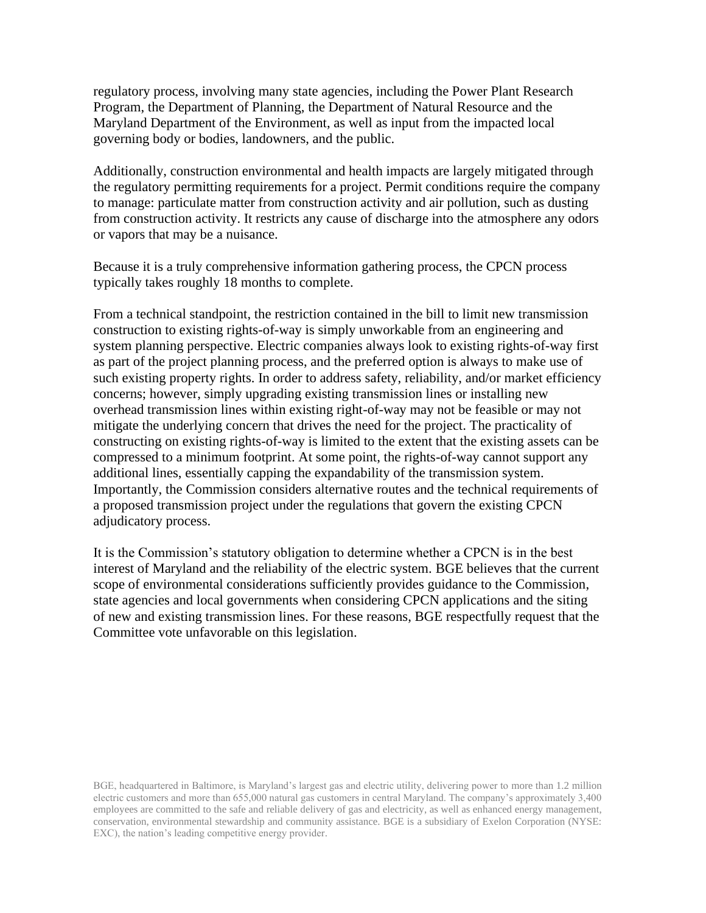regulatory process, involving many state agencies, including the Power Plant Research Program, the Department of Planning, the Department of Natural Resource and the Maryland Department of the Environment, as well as input from the impacted local governing body or bodies, landowners, and the public.

Additionally, construction environmental and health impacts are largely mitigated through the regulatory permitting requirements for a project. Permit conditions require the company to manage: particulate matter from construction activity and air pollution, such as dusting from construction activity. It restricts any cause of discharge into the atmosphere any odors or vapors that may be a nuisance.

Because it is a truly comprehensive information gathering process, the CPCN process typically takes roughly 18 months to complete.

From a technical standpoint, the restriction contained in the bill to limit new transmission construction to existing rights-of-way is simply unworkable from an engineering and system planning perspective. Electric companies always look to existing rights-of-way first as part of the project planning process, and the preferred option is always to make use of such existing property rights. In order to address safety, reliability, and/or market efficiency concerns; however, simply upgrading existing transmission lines or installing new overhead transmission lines within existing right-of-way may not be feasible or may not mitigate the underlying concern that drives the need for the project. The practicality of constructing on existing rights-of-way is limited to the extent that the existing assets can be compressed to a minimum footprint. At some point, the rights-of-way cannot support any additional lines, essentially capping the expandability of the transmission system. Importantly, the Commission considers alternative routes and the technical requirements of a proposed transmission project under the regulations that govern the existing CPCN adjudicatory process.

It is the Commission's statutory obligation to determine whether a CPCN is in the best interest of Maryland and the reliability of the electric system. BGE believes that the current scope of environmental considerations sufficiently provides guidance to the Commission, state agencies and local governments when considering CPCN applications and the siting of new and existing transmission lines. For these reasons, BGE respectfully request that the Committee vote unfavorable on this legislation.

BGE, headquartered in Baltimore, is Maryland's largest gas and electric utility, delivering power to more than 1.2 million electric customers and more than 655,000 natural gas customers in central Maryland. The company's approximately 3,400 employees are committed to the safe and reliable delivery of gas and electricity, as well as enhanced energy management, conservation, environmental stewardship and community assistance. BGE is a subsidiary of Exelon Corporation (NYSE: EXC), the nation's leading competitive energy provider.